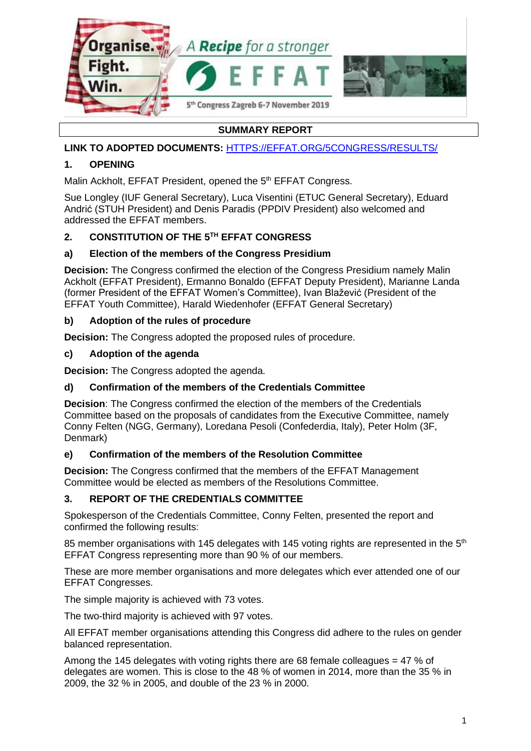Organise. Fight. Win.

A Recipe for a stronger EFFAT

5th Congress Zagreb 6-7 November 2019

# SUMMARY REPORT

**LINK TO ADOPTED DOCUMENTS:** [HTTPS://EFFAT.ORG/5CONGRESS/RESULTS/](https://effat.org/5congress/results/)

## 1. OPENING

Malin Ackholt, EFFAT President, opened the 5th EFFAT Congress.

Sue Longley (IUF General Secretary), Luca Visentini (ETUC General Secretary), Eduard Andrić (STUH President) and Denis Paradis (PPDIV President) also welcomed and addressed the EFFAT members.

## 2. CONSTITUTION OF THE 5TH EFFAT CONGRESS

### a) Election of the members of the Congress Presidium

**Decision:** The Congress confirmed the election of the Congress Presidium namely Malin Ackholt (EFFAT President), Ermanno Bonaldo (EFFAT Deputy President), Marianne Landa (former President of the EFFAT Women's Committee), Ivan Blažević (President of the EFFAT Youth Committee), Harald Wiedenhofer (EFFAT General Secretary)

### b) Adoption of the rules of procedure

**Decision:** The Congress adopted the proposed rules of procedure.

### c) Adoption of the agenda

**Decision:** The Congress adopted the agenda.

### d) Confirmation of the members of the Credentials Committee

**Decision**: The Congress confirmed the election of the members of the Credentials Committee based on the proposals of candidates from the Executive Committee, namely Conny Felten (NGG, Germany), Loredana Pesoli (Confederdia, Italy), Peter Holm (3F, Denmark)

### e) Confirmation of the members of the Resolution Committee

**Decision:** The Congress confirmed that the members of the EFFAT Management Committee would be elected as members of the Resolutions Committee.

## 3. REPORT OF THE CREDENTIALS COMMITTEE

Spokesperson of the Credentials Committee, Conny Felten, presented the report and confirmed the following results:

85 member organisations with 145 delegates with 145 voting rights are represented in the 5th EFFAT Congress representing more than 90 % of our members.

These are more member organisations and more delegates which ever attended one of our EFFAT Congresses.

The simple majority is achieved with 73 votes.

The two-third majority is achieved with 97 votes.

All EFFAT member organisations attending this Congress did adhere to the rules on gender balanced representation.

Among the 145 delegates with voting rights there are 68 female colleagues = 47 % of delegates are women. This is close to the 48 % of women in 2014, more than the 35 % in 2009, the 32 % in 2005, and double of the 23 % in 2000.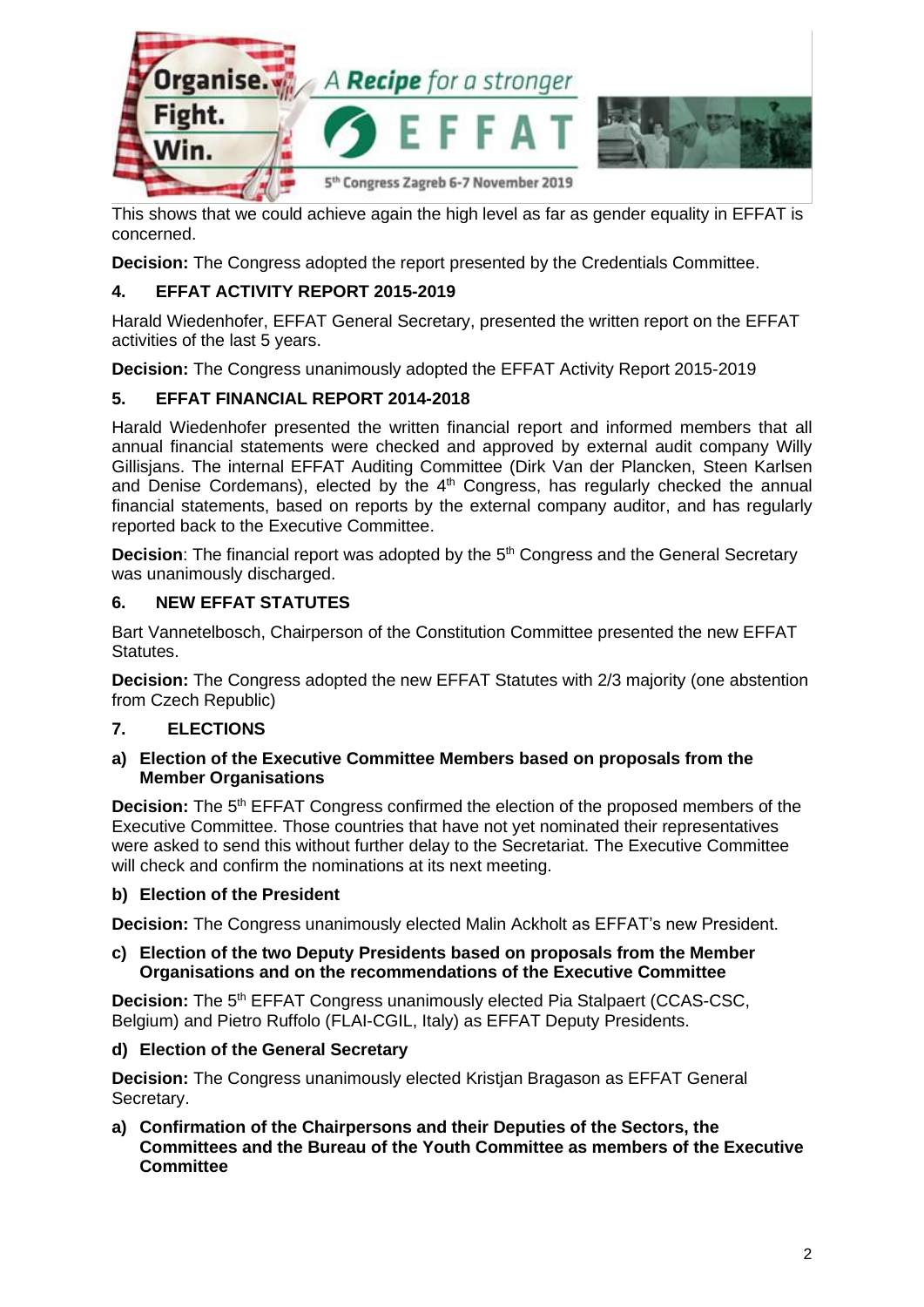This shows that we could achieve again the high level as far as gender equality in EFFAT is concerned.

**Decision:** The Congress adopted the report presented by the Credentials Committee.

## 4. EFFAT ACTIVITY REPORT 2015-2019

Harald Wiedenhofer, EFFAT General Secretary, presented the written report on the EFFAT activities of the last 5 years.

**Decision:** The Congress unanimously adopted the EFFAT Activity Report 2015-2019

## 5. EFFAT FINANCIAL REPORT 2014-2018

Harald Wiedenhofer presented the written financial report and informed members that all annual financial statements were checked and approved by external audit company Willy Gillisjans. The internal EFFAT Auditing Committee (Dirk Van der Plancken, Steen Karlsen and Denise Cordemans), elected by the 4th Congress, has regularly checked the annual financial statements, based on reports by the external company auditor, and has regularly reported back to the Executive Committee.

**Decision**: The financial report was adopted by the 5th Congress and the General Secretary was unanimously discharged.

## 6. NEW EFFAT STATUTES

Bart Vannetelbosch, Chairperson of the Constitution Committee presented the new EFFAT Statutes.

**Decision:** The Congress adopted the new EFFAT Statutes with 2/3 majority (one abstention from Czech Republic)

## 7. ELECTIONS

### a) Election of the Executive Committee Members based on proposals from the Member Organisations

**Decision:** The 5th EFFAT Congress confirmed the election of the proposed members of the Executive Committee. Those countries that have not yet nominated their representatives were asked to send this without further delay to the Secretariat. The Executive Committee will check and confirm the nominations at its next meeting.

### b) Election of the President

**Decision:** The Congress unanimously elected Malin Ackholt as EFFAT's new President.

### c) Election of the two Deputy Presidents based on proposals from the Member Organisations and on the recommendations of the Executive Committee

**Decision:** The 5th EFFAT Congress unanimously elected Pia Stalpaert (CCAS-CSC, Belgium) and Pietro Ruffolo (FLAI-CGIL, Italy) as EFFAT Deputy Presidents.

### d) Election of the General Secretary

**Decision:** The Congress unanimously elected Kristjan Bragason as EFFAT General Secretary.

### a) Confirmation of the Chairpersons and their Deputies of the Sectors, the Committees and the Bureau of the Youth Committee as members of the Executive Committee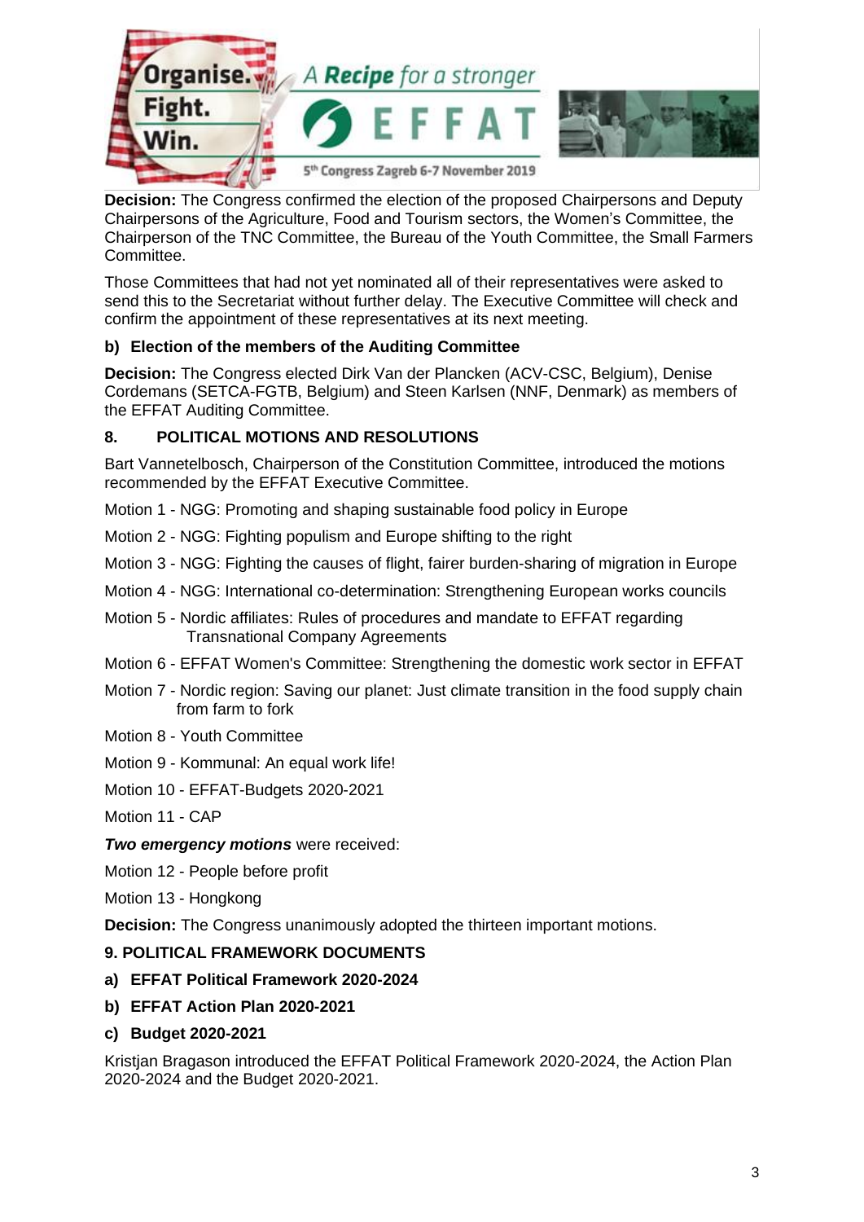**Decision:** The Congress confirmed the election of the proposed Chairpersons and Deputy Chairpersons of the Agriculture, Food and Tourism sectors, the Women's Committee, the Chairperson of the TNC Committee, the Bureau of the Youth Committee, the Small Farmers Committee.

Those Committees that had not yet nominated all of their representatives were asked to send this to the Secretariat without further delay. The Executive Committee will check and confirm the appointment of these representatives at its next meeting.

### b) Election of the members of the Auditing Committee

**Decision:** The Congress elected Dirk Van der Plancken (ACV-CSC, Belgium), Denise Cordemans (SETCA-FGTB, Belgium) and Steen Karlsen (NNF, Denmark) as members of the EFFAT Auditing Committee.

## 8. POLITICAL MOTIONS AND RESOLUTIONS

Bart Vannetelbosch, Chairperson of the Constitution Committee, introduced the motions recommended by the EFFAT Executive Committee.

Motion 1 - NGG: Promoting and shaping sustainable food policy in Europe

Motion 2 - NGG: Fighting populism and Europe shifting to the right

Motion 3 - NGG: Fighting the causes of flight, fairer burden-sharing of migration in Europe

Motion 4 - NGG: International co-determination: Strengthening European works councils

Motion 5 - Nordic affiliates: Rules of procedures and mandate to EFFAT regarding Transnational Company Agreements

Motion 6 - EFFAT Women's Committee: Strengthening the domestic work sector in EFFAT

Motion 7 - Nordic region: Saving our planet: Just climate transition in the food supply chain from farm to fork

Motion 8 - Youth Committee

Motion 9 - Kommunal: An equal work life!

Motion 10 - EFFAT-Budgets 2020-2021

Motion 11 - CAP

***Two emergency motions*** were received:

Motion 12 - People before profit

Motion 13 - Hongkong

**Decision:** The Congress unanimously adopted the thirteen important motions.

## 9. POLITICAL FRAMEWORK DOCUMENTS

### a) EFFAT Political Framework 2020-2024

### b) EFFAT Action Plan 2020-2021

### c) Budget 2020-2021

Kristjan Bragason introduced the EFFAT Political Framework 2020-2024, the Action Plan 2020-2024 and the Budget 2020-2021.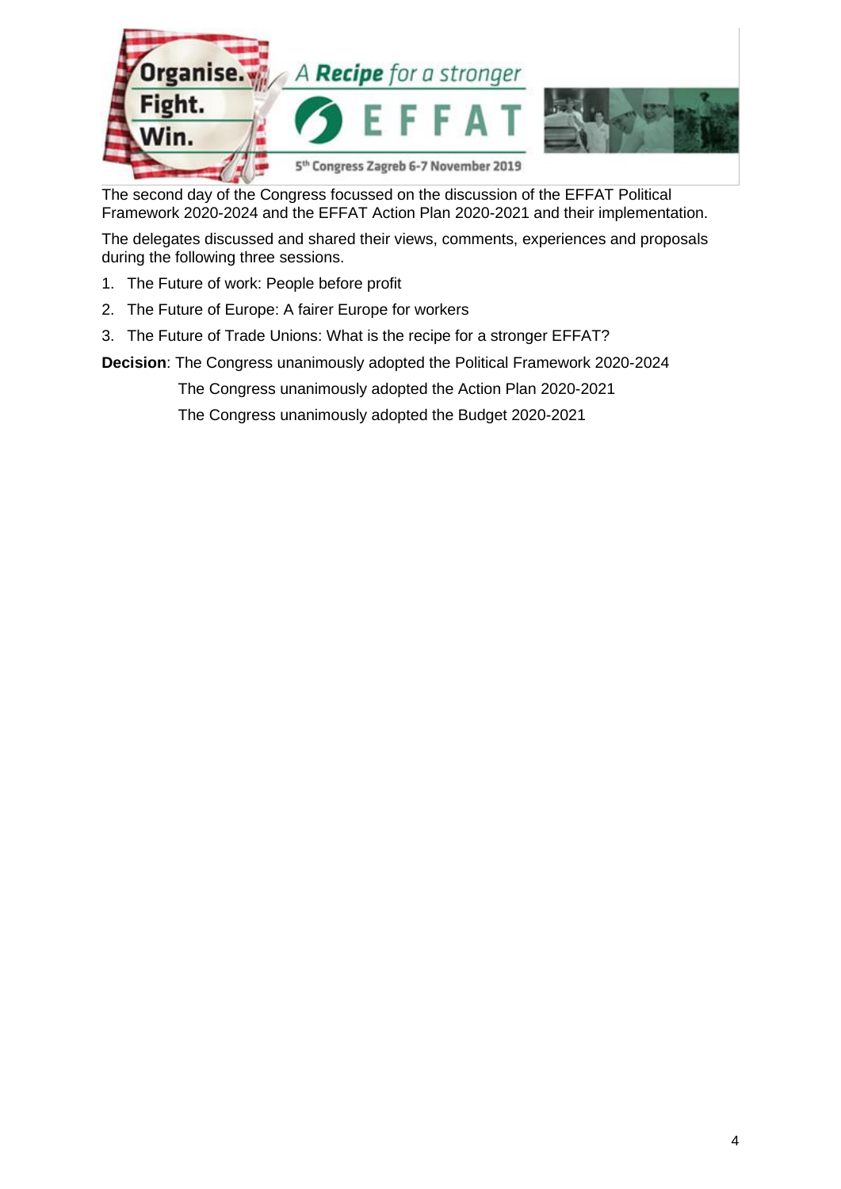The second day of the Congress focussed on the discussion of the EFFAT Political Framework 2020-2024 and the EFFAT Action Plan 2020-2021 and their implementation.

The delegates discussed and shared their views, comments, experiences and proposals during the following three sessions.

1. The Future of work: People before profit
2. The Future of Europe: A fairer Europe for workers
3. The Future of Trade Unions: What is the recipe for a stronger EFFAT?

**Decision**: The Congress unanimously adopted the Political Framework 2020-2024

The Congress unanimously adopted the Action Plan 2020-2021

The Congress unanimously adopted the Budget 2020-2021